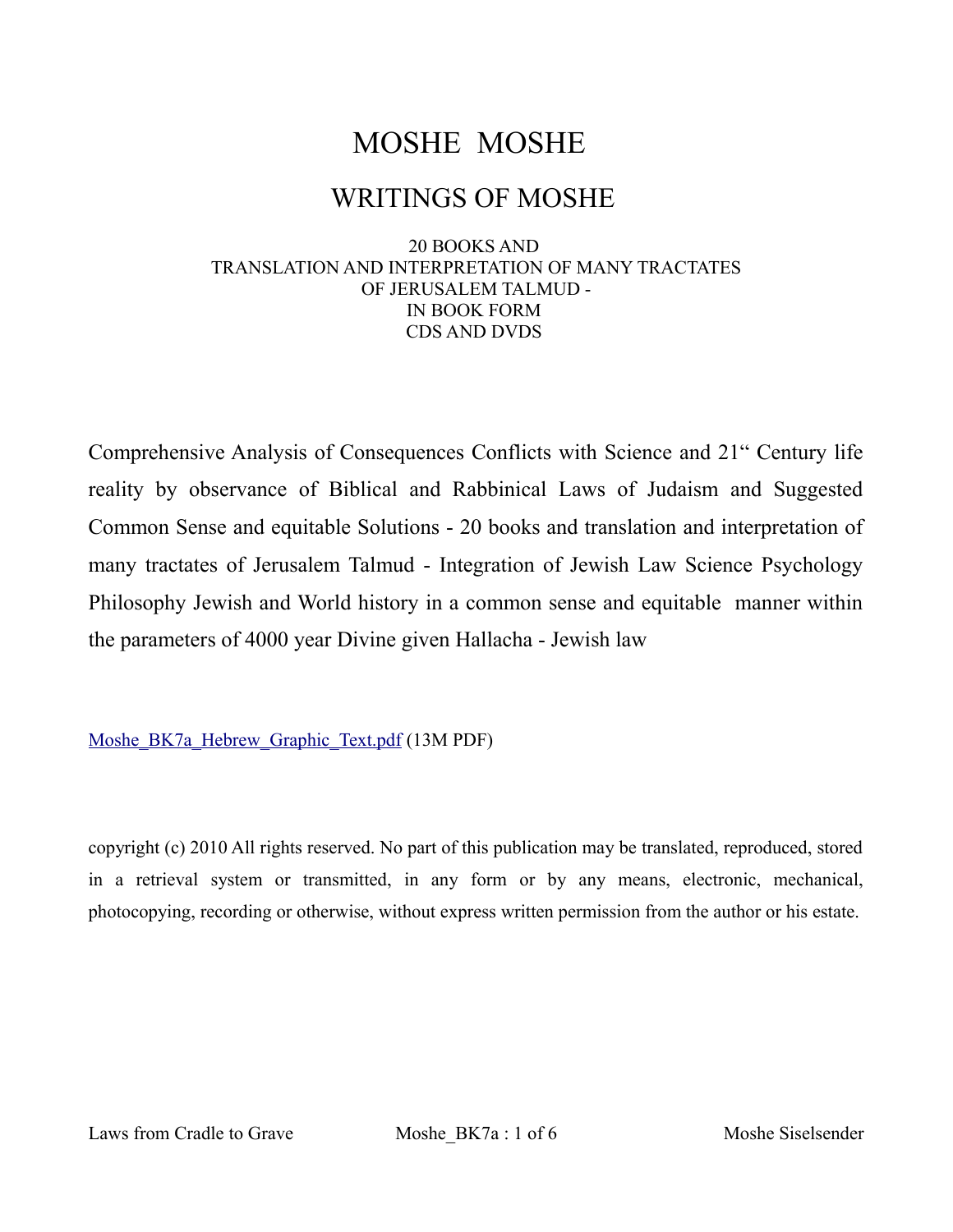# MOSHE MOSHE

## WRITINGS OF MOSHE

20 BOOKS AND
TRANSLATION AND INTERPRETATION OF MANY TRACTATES
OF JERUSALEM TALMUD -
IN BOOK FORM
CDS AND DVDS

Comprehensive Analysis of Consequences Conflicts with Science and 21" Century life reality by observance of Biblical and Rabbinical Laws of Judaism and Suggested Common Sense and equitable Solutions - 20 books and translation and interpretation of many tractates of Jerusalem Talmud - Integration of Jewish Law Science Psychology Philosophy Jewish and World history in a common sense and equitable manner within the parameters of 4000 year Divine given Hallacha - Jewish law

Moshe_BK7a_Hebrew_Graphic_Text.pdf (13M PDF)

copyright (c) 2010 All rights reserved. No part of this publication may be translated, reproduced, stored in a retrieval system or transmitted, in any form or by any means, electronic, mechanical, photocopying, recording or otherwise, without express written permission from the author or his estate.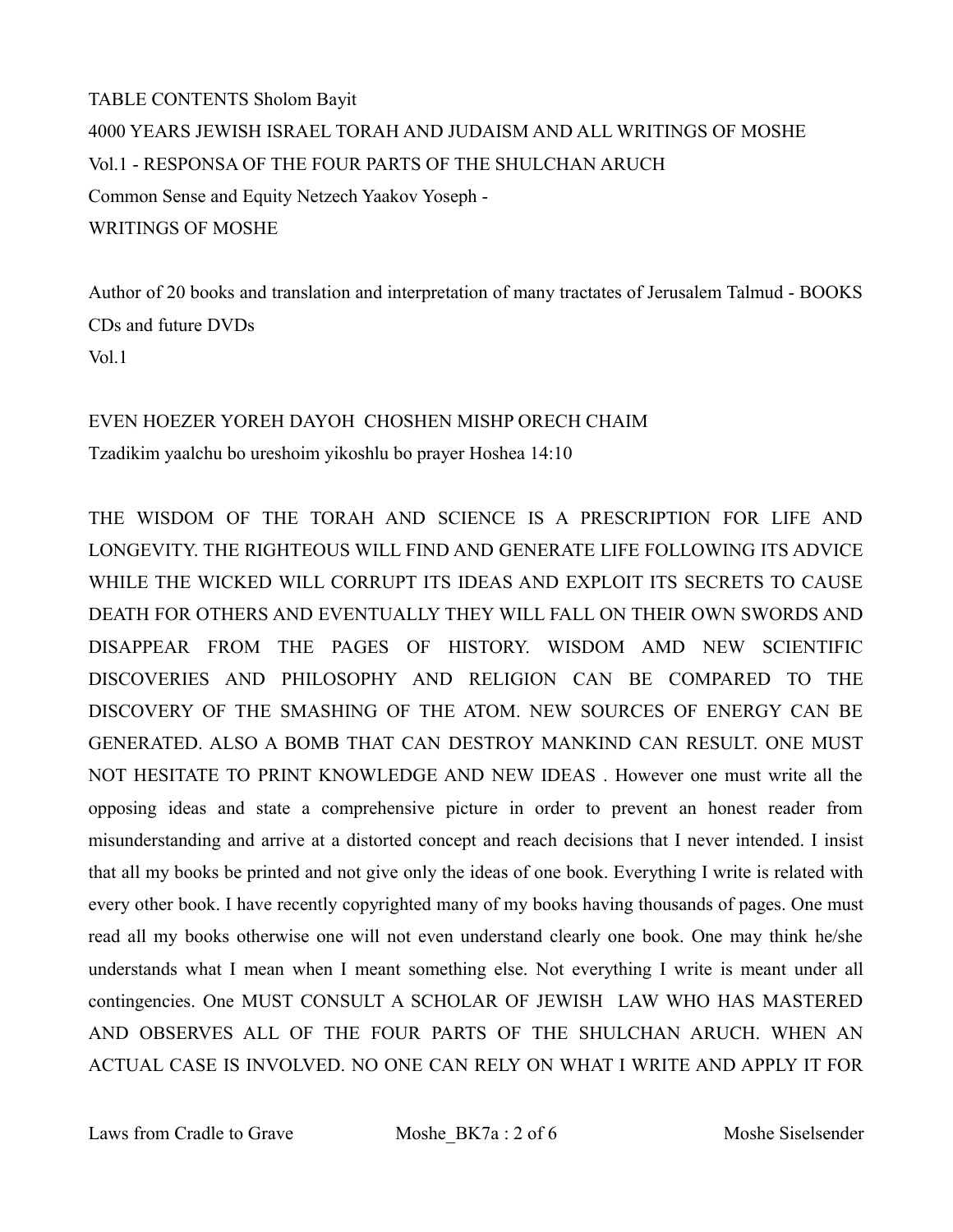TABLE CONTENTS Sholom Bayit

4000 YEARS JEWISH ISRAEL TORAH AND JUDAISM AND ALL WRITINGS OF MOSHE

Vol.1 - RESPONSA OF THE FOUR PARTS OF THE SHULCHAN ARUCH

Common Sense and Equity Netzech Yaakov Yoseph -

WRITINGS OF MOSHE

Author of 20 books and translation and interpretation of many tractates of Jerusalem Talmud - BOOKS CDs and future DVDs

Vol.1

EVEN HOEZER YOREH DAYOH  CHOSHEN MISHP ORECH CHAIM

Tzadikim yaalchu bo ureshoim yikoshlu bo prayer Hoshea 14:10

THE WISDOM OF THE TORAH AND SCIENCE IS A PRESCRIPTION FOR LIFE AND LONGEVITY. THE RIGHTEOUS WILL FIND AND GENERATE LIFE FOLLOWING ITS ADVICE WHILE THE WICKED WILL CORRUPT ITS IDEAS AND EXPLOIT ITS SECRETS TO CAUSE DEATH FOR OTHERS AND EVENTUALLY THEY WILL FALL ON THEIR OWN SWORDS AND DISAPPEAR FROM THE PAGES OF HISTORY. WISDOM AMD NEW SCIENTIFIC DISCOVERIES AND PHILOSOPHY AND RELIGION CAN BE COMPARED TO THE DISCOVERY OF THE SMASHING OF THE ATOM. NEW SOURCES OF ENERGY CAN BE GENERATED. ALSO A BOMB THAT CAN DESTROY MANKIND CAN RESULT. ONE MUST NOT HESITATE TO PRINT KNOWLEDGE AND NEW IDEAS . However one must write all the opposing ideas and state a comprehensive picture in order to prevent an honest reader from misunderstanding and arrive at a distorted concept and reach decisions that I never intended. I insist that all my books be printed and not give only the ideas of one book. Everything I write is related with every other book. I have recently copyrighted many of my books having thousands of pages. One must read all my books otherwise one will not even understand clearly one book. One may think he/she understands what I mean when I meant something else. Not everything I write is meant under all contingencies. One MUST CONSULT A SCHOLAR OF JEWISH  LAW WHO HAS MASTERED AND OBSERVES ALL OF THE FOUR PARTS OF THE SHULCHAN ARUCH. WHEN AN ACTUAL CASE IS INVOLVED. NO ONE CAN RELY ON WHAT I WRITE AND APPLY IT FOR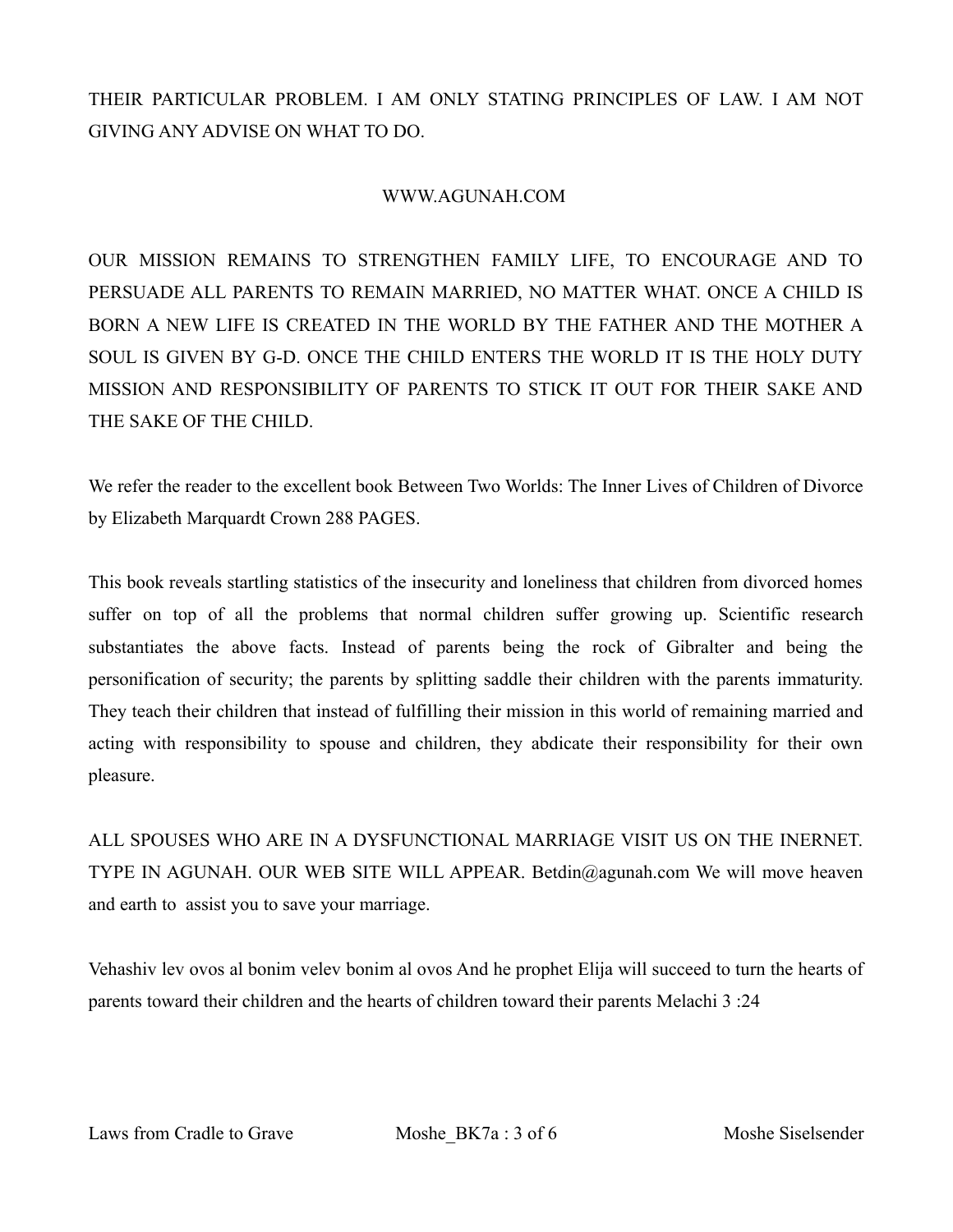THEIR PARTICULAR PROBLEM. I AM ONLY STATING PRINCIPLES OF LAW. I AM NOT GIVING ANY ADVISE ON WHAT TO DO.

WWW.AGUNAH.COM

OUR MISSION REMAINS TO STRENGTHEN FAMILY LIFE, TO ENCOURAGE AND TO PERSUADE ALL PARENTS TO REMAIN MARRIED, NO MATTER WHAT. ONCE A CHILD IS BORN A NEW LIFE IS CREATED IN THE WORLD BY THE FATHER AND THE MOTHER A SOUL IS GIVEN BY G-D. ONCE THE CHILD ENTERS THE WORLD IT IS THE HOLY DUTY MISSION AND RESPONSIBILITY OF PARENTS TO STICK IT OUT FOR THEIR SAKE AND THE SAKE OF THE CHILD.

We refer the reader to the excellent book Between Two Worlds: The Inner Lives of Children of Divorce by Elizabeth Marquardt Crown 288 PAGES.

This book reveals startling statistics of the insecurity and loneliness that children from divorced homes suffer on top of all the problems that normal children suffer growing up. Scientific research substantiates the above facts. Instead of parents being the rock of Gibralter and being the personification of security; the parents by splitting saddle their children with the parents immaturity. They teach their children that instead of fulfilling their mission in this world of remaining married and acting with responsibility to spouse and children, they abdicate their responsibility for their own pleasure.

ALL SPOUSES WHO ARE IN A DYSFUNCTIONAL MARRIAGE VISIT US ON THE INERNET. TYPE IN AGUNAH. OUR WEB SITE WILL APPEAR. Betdin@agunah.com We will move heaven and earth to assist you to save your marriage.

Vehashiv lev ovos al bonim velev bonim al ovos And he prophet Elija will succeed to turn the hearts of parents toward their children and the hearts of children toward their parents Melachi 3 :24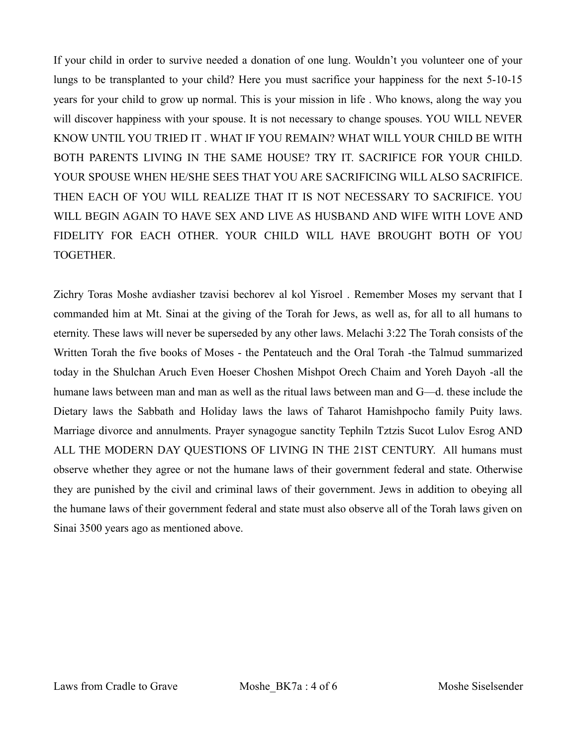If your child in order to survive needed a donation of one lung. Wouldn't you volunteer one of your lungs to be transplanted to your child? Here you must sacrifice your happiness for the next 5-10-15 years for your child to grow up normal. This is your mission in life . Who knows, along the way you will discover happiness with your spouse. It is not necessary to change spouses. YOU WILL NEVER KNOW UNTIL YOU TRIED IT . WHAT IF YOU REMAIN? WHAT WILL YOUR CHILD BE WITH BOTH PARENTS LIVING IN THE SAME HOUSE? TRY IT. SACRIFICE FOR YOUR CHILD. YOUR SPOUSE WHEN HE/SHE SEES THAT YOU ARE SACRIFICING WILL ALSO SACRIFICE. THEN EACH OF YOU WILL REALIZE THAT IT IS NOT NECESSARY TO SACRIFICE. YOU WILL BEGIN AGAIN TO HAVE SEX AND LIVE AS HUSBAND AND WIFE WITH LOVE AND FIDELITY FOR EACH OTHER. YOUR CHILD WILL HAVE BROUGHT BOTH OF YOU TOGETHER.

Zichry Toras Moshe avdiasher tzavisi bechorev al kol Yisroel . Remember Moses my servant that I commanded him at Mt. Sinai at the giving of the Torah for Jews, as well as, for all to all humans to eternity. These laws will never be superseded by any other laws. Melachi 3:22 The Torah consists of the Written Torah the five books of Moses - the Pentateuch and the Oral Torah -the Talmud summarized today in the Shulchan Aruch Even Hoeser Choshen Mishpot Orech Chaim and Yoreh Dayoh -all the humane laws between man and man as well as the ritual laws between man and G—d. these include the Dietary laws the Sabbath and Holiday laws the laws of Taharot Hamishpocho family Puity laws. Marriage divorce and annulments. Prayer synagogue sanctity Tephiln Tztzis Sucot Lulov Esrog AND ALL THE MODERN DAY QUESTIONS OF LIVING IN THE 21ST CENTURY. All humans must observe whether they agree or not the humane laws of their government federal and state. Otherwise they are punished by the civil and criminal laws of their government. Jews in addition to obeying all the humane laws of their government federal and state must also observe all of the Torah laws given on Sinai 3500 years ago as mentioned above.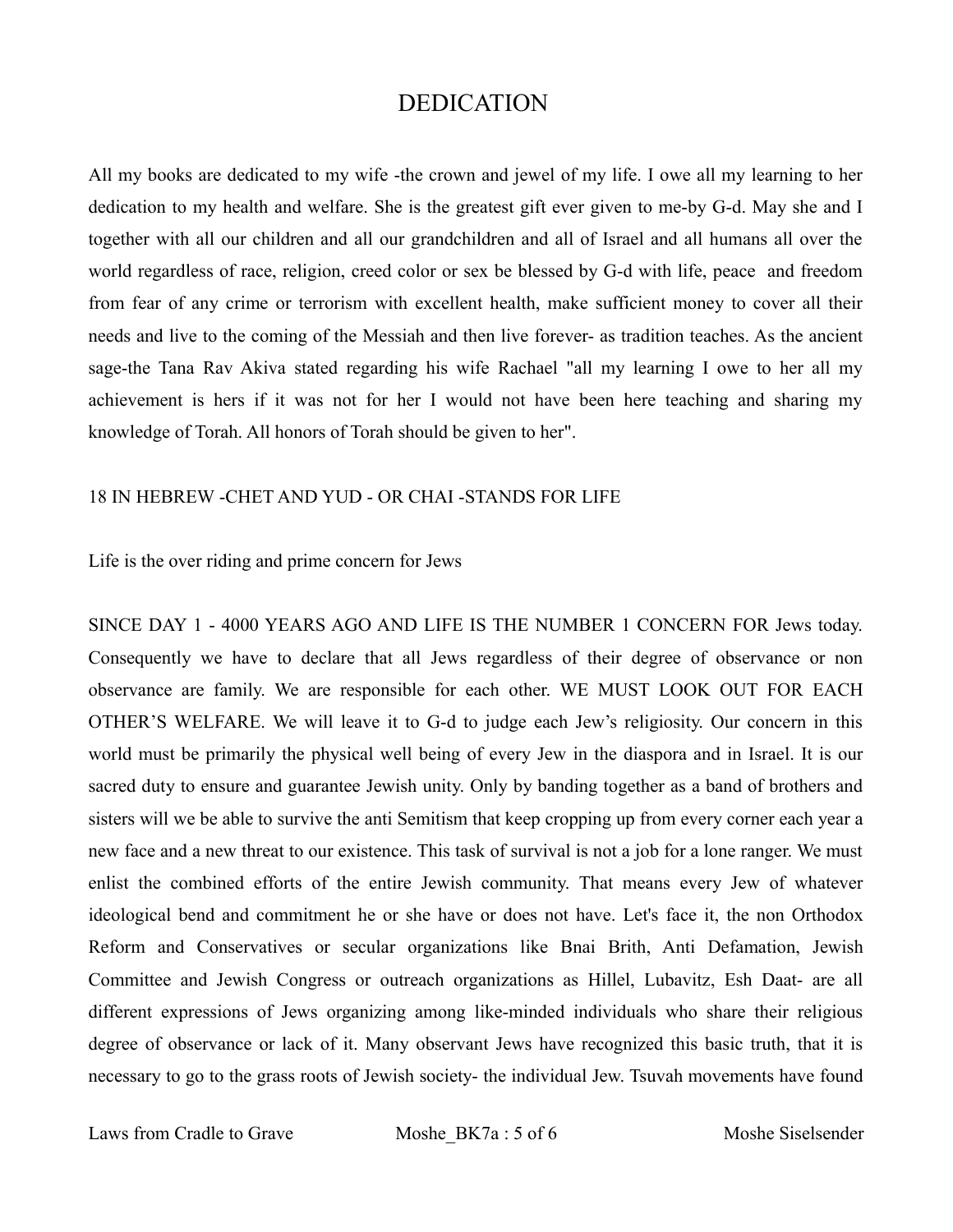# DEDICATION

All my books are dedicated to my wife -the crown and jewel of my life. I owe all my learning to her dedication to my health and welfare. She is the greatest gift ever given to me-by G-d. May she and I together with all our children and all our grandchildren and all of Israel and all humans all over the world regardless of race, religion, creed color or sex be blessed by G-d with life, peace and freedom from fear of any crime or terrorism with excellent health, make sufficient money to cover all their needs and live to the coming of the Messiah and then live forever- as tradition teaches. As the ancient sage-the Tana Rav Akiva stated regarding his wife Rachael "all my learning I owe to her all my achievement is hers if it was not for her I would not have been here teaching and sharing my knowledge of Torah. All honors of Torah should be given to her".

18 IN HEBREW -CHET AND YUD - OR CHAI -STANDS FOR LIFE

Life is the over riding and prime concern for Jews

SINCE DAY 1 - 4000 YEARS AGO AND LIFE IS THE NUMBER 1 CONCERN FOR Jews today. Consequently we have to declare that all Jews regardless of their degree of observance or non observance are family. We are responsible for each other. WE MUST LOOK OUT FOR EACH OTHER'S WELFARE. We will leave it to G-d to judge each Jew's religiosity. Our concern in this world must be primarily the physical well being of every Jew in the diaspora and in Israel. It is our sacred duty to ensure and guarantee Jewish unity. Only by banding together as a band of brothers and sisters will we be able to survive the anti Semitism that keep cropping up from every corner each year a new face and a new threat to our existence. This task of survival is not a job for a lone ranger. We must enlist the combined efforts of the entire Jewish community. That means every Jew of whatever ideological bend and commitment he or she have or does not have. Let's face it, the non Orthodox Reform and Conservatives or secular organizations like Bnai Brith, Anti Defamation, Jewish Committee and Jewish Congress or outreach organizations as Hillel, Lubavitz, Esh Daat- are all different expressions of Jews organizing among like-minded individuals who share their religious degree of observance or lack of it. Many observant Jews have recognized this basic truth, that it is necessary to go to the grass roots of Jewish society- the individual Jew. Tsuvah movements have found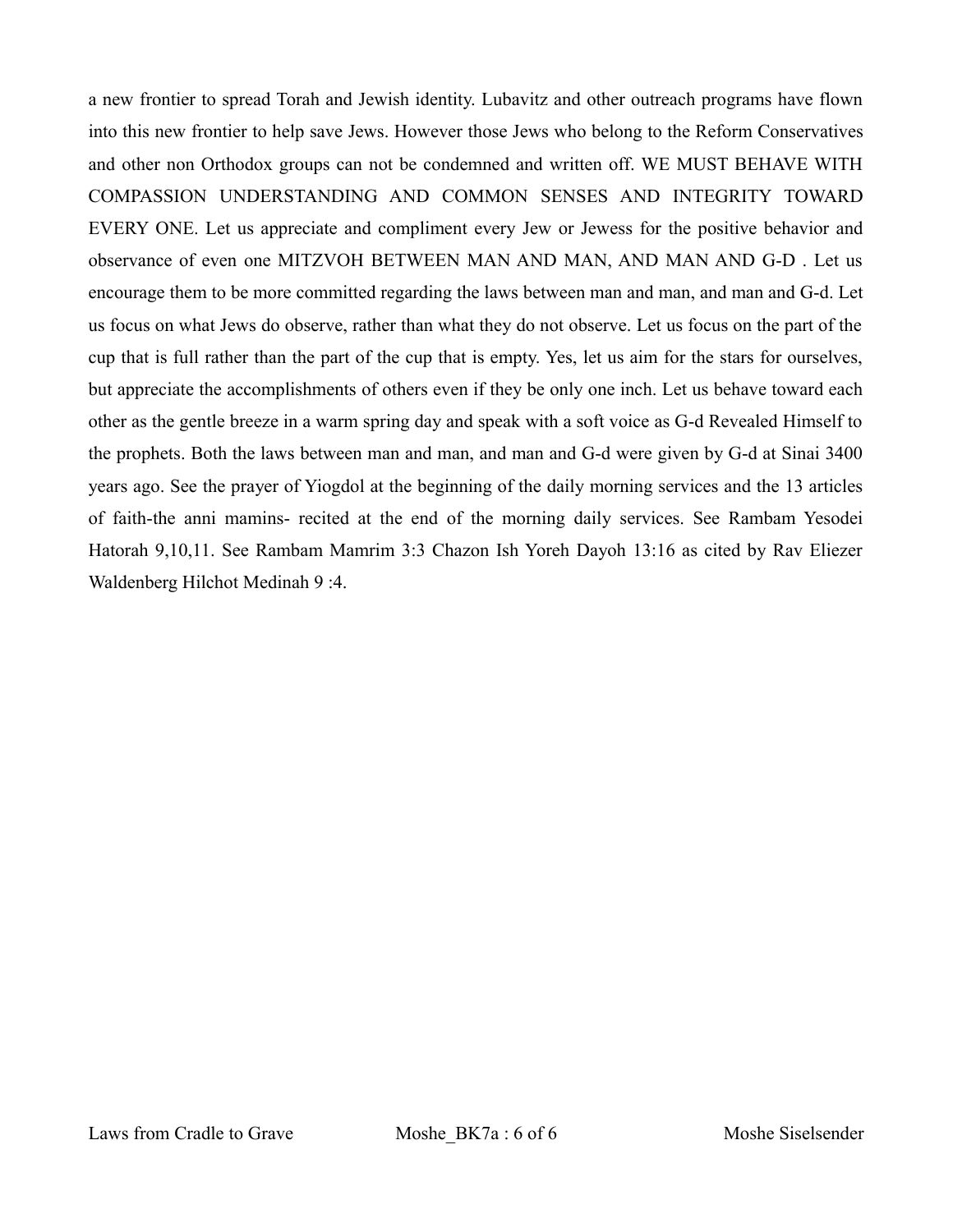a new frontier to spread Torah and Jewish identity. Lubavitz and other outreach programs have flown into this new frontier to help save Jews. However those Jews who belong to the Reform Conservatives and other non Orthodox groups can not be condemned and written off. WE MUST BEHAVE WITH COMPASSION UNDERSTANDING AND COMMON SENSES AND INTEGRITY TOWARD EVERY ONE. Let us appreciate and compliment every Jew or Jewess for the positive behavior and observance of even one MITZVOH BETWEEN MAN AND MAN, AND MAN AND G-D . Let us encourage them to be more committed regarding the laws between man and man, and man and G-d. Let us focus on what Jews do observe, rather than what they do not observe. Let us focus on the part of the cup that is full rather than the part of the cup that is empty. Yes, let us aim for the stars for ourselves, but appreciate the accomplishments of others even if they be only one inch. Let us behave toward each other as the gentle breeze in a warm spring day and speak with a soft voice as G-d Revealed Himself to the prophets. Both the laws between man and man, and man and G-d were given by G-d at Sinai 3400 years ago. See the prayer of Yiogdol at the beginning of the daily morning services and the 13 articles of faith-the anni mamins- recited at the end of the morning daily services. See Rambam Yesodei Hatorah 9,10,11. See Rambam Mamrim 3:3 Chazon Ish Yoreh Dayoh 13:16 as cited by Rav Eliezer Waldenberg Hilchot Medinah 9 :4.